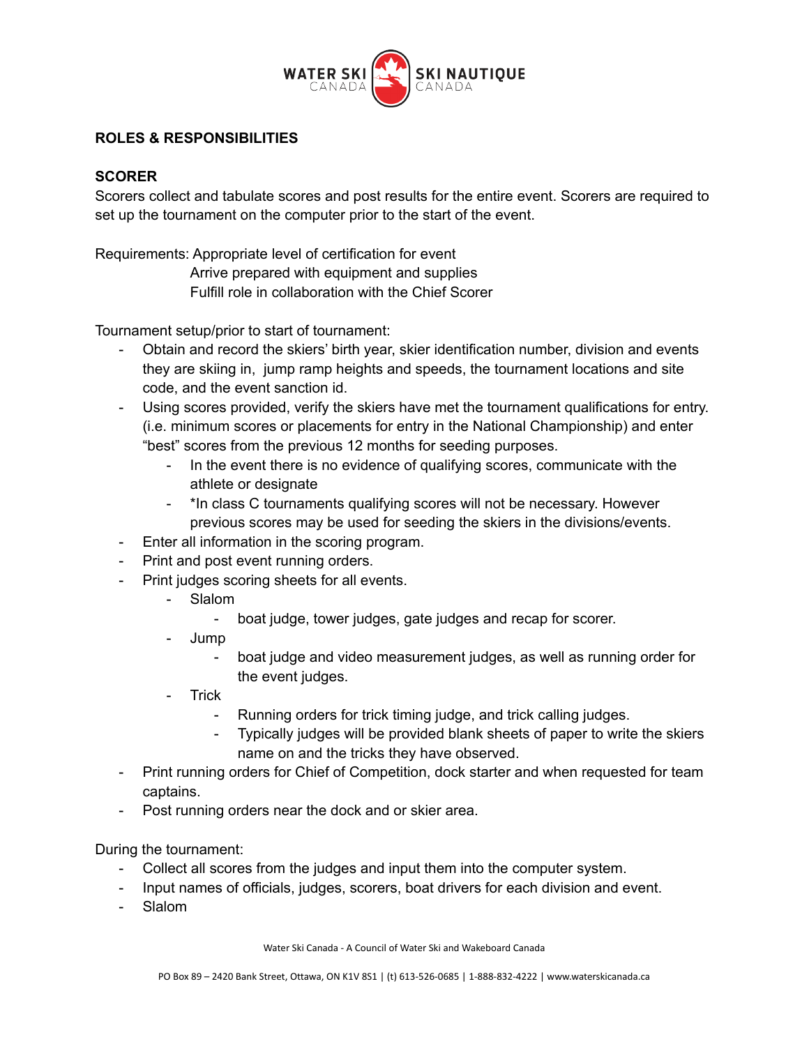## ROLES & RESPONSIBILITIES

### SCORER

Scorers collect and tabulate scores and post results for the entire event. Scorers are required to set up the tournament on the computer prior to the start of the event.

Requirements: Appropriate level of certification for event
Arrive prepared with equipment and supplies
Fulfill role in collaboration with the Chief Scorer

Tournament setup/prior to start of tournament:

- Obtain and record the skiers' birth year, skier identification number, division and events they are skiing in, jump ramp heights and speeds, the tournament locations and site code, and the event sanction id.
- Using scores provided, verify the skiers have met the tournament qualifications for entry. (i.e. minimum scores or placements for entry in the National Championship) and enter "best" scores from the previous 12 months for seeding purposes.
  - In the event there is no evidence of qualifying scores, communicate with the athlete or designate
  - *In class C tournaments qualifying scores will not be necessary. However previous scores may be used for seeding the skiers in the divisions/events.
- Enter all information in the scoring program.
- Print and post event running orders.
- Print judges scoring sheets for all events.
  - Slalom
    - boat judge, tower judges, gate judges and recap for scorer.
  - Jump
    - boat judge and video measurement judges, as well as running order for the event judges.
  - Trick
    - Running orders for trick timing judge, and trick calling judges.
    - Typically judges will be provided blank sheets of paper to write the skiers name on and the tricks they have observed.
- Print running orders for Chief of Competition, dock starter and when requested for team captains.
- Post running orders near the dock and or skier area.

During the tournament:

- Collect all scores from the judges and input them into the computer system.
- Input names of officials, judges, scorers, boat drivers for each division and event.
- Slalom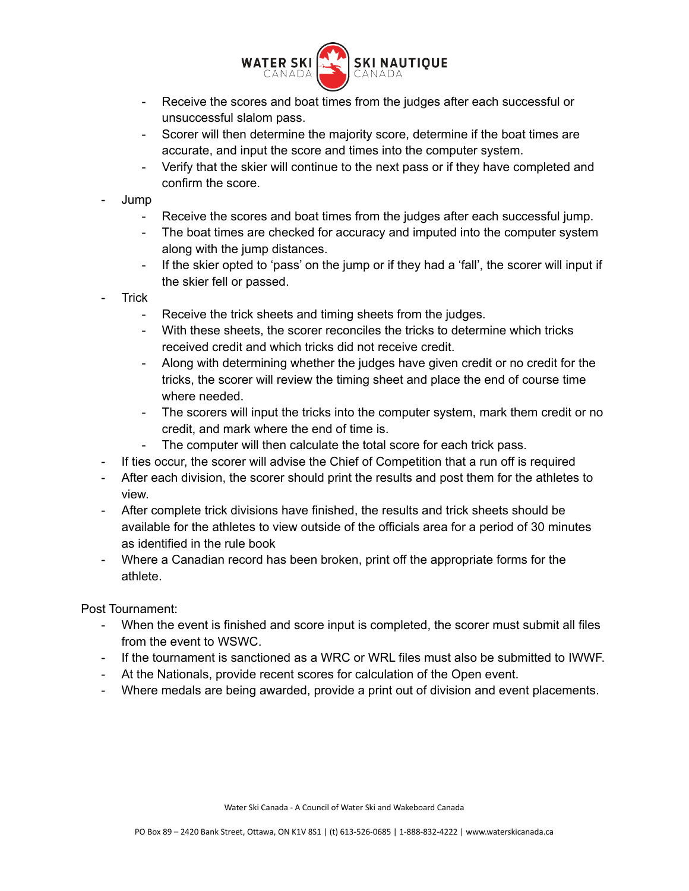- Receive the scores and boat times from the judges after each successful or unsuccessful slalom pass.
  - Scorer will then determine the majority score, determine if the boat times are accurate, and input the score and times into the computer system.
  - Verify that the skier will continue to the next pass or if they have completed and confirm the score.
- Jump
  - Receive the scores and boat times from the judges after each successful jump.
  - The boat times are checked for accuracy and imputed into the computer system along with the jump distances.
  - If the skier opted to 'pass' on the jump or if they had a 'fall', the scorer will input if the skier fell or passed.
- Trick
  - Receive the trick sheets and timing sheets from the judges.
  - With these sheets, the scorer reconciles the tricks to determine which tricks received credit and which tricks did not receive credit.
  - Along with determining whether the judges have given credit or no credit for the tricks, the scorer will review the timing sheet and place the end of course time where needed.
  - The scorers will input the tricks into the computer system, mark them credit or no credit, and mark where the end of time is.
  - The computer will then calculate the total score for each trick pass.
- If ties occur, the scorer will advise the Chief of Competition that a run off is required
- After each division, the scorer should print the results and post them for the athletes to view.
- After complete trick divisions have finished, the results and trick sheets should be available for the athletes to view outside of the officials area for a period of 30 minutes as identified in the rule book
- Where a Canadian record has been broken, print off the appropriate forms for the athlete.

Post Tournament:

- When the event is finished and score input is completed, the scorer must submit all files from the event to WSWC.
- If the tournament is sanctioned as a WRC or WRL files must also be submitted to IWWF.
- At the Nationals, provide recent scores for calculation of the Open event.
- Where medals are being awarded, provide a print out of division and event placements.